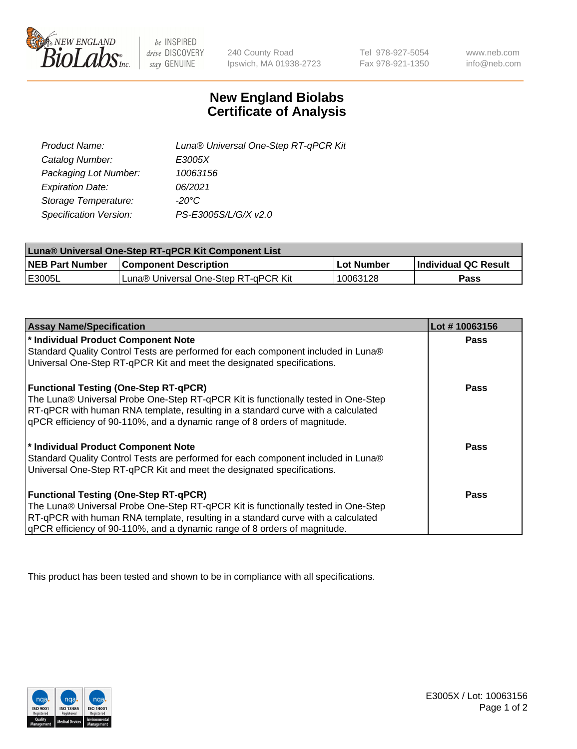# New England Biolabs
# Certificate of Analysis

| | |
|---|---|
| *Product Name:* | *Luna® Universal One-Step RT-qPCR Kit* |
| *Catalog Number:* | *E3005X* |
| *Packaging Lot Number:* | *10063156* |
| *Expiration Date:* | *06/2021* |
| *Storage Temperature:* | *-20°C* |
| *Specification Version:* | *PS-E3005S/L/G/X v2.0* |

| Luna® Universal One-Step RT-qPCR Kit Component List | | | |
|---|---|---|---|
| **NEB Part Number** | **Component Description** | **Lot Number** | **Individual QC Result** |
| E3005L | Luna® Universal One-Step RT-qPCR Kit | 10063128 | **Pass** |

| Assay Name/Specification | Lot # 10063156 |
|---|---|
| **\* Individual Product Component Note**<br>Standard Quality Control Tests are performed for each component included in Luna® Universal One-Step RT-qPCR Kit and meet the designated specifications. | **Pass** |
| **Functional Testing (One-Step RT-qPCR)**<br>The Luna® Universal Probe One-Step RT-qPCR Kit is functionally tested in One-Step RT-qPCR with human RNA template, resulting in a standard curve with a calculated qPCR efficiency of 90-110%, and a dynamic range of 8 orders of magnitude. | **Pass** |
| **\* Individual Product Component Note**<br>Standard Quality Control Tests are performed for each component included in Luna® Universal One-Step RT-qPCR Kit and meet the designated specifications. | **Pass** |
| **Functional Testing (One-Step RT-qPCR)**<br>The Luna® Universal Probe One-Step RT-qPCR Kit is functionally tested in One-Step RT-qPCR with human RNA template, resulting in a standard curve with a calculated qPCR efficiency of 90-110%, and a dynamic range of 8 orders of magnitude. | **Pass** |

This product has been tested and shown to be in compliance with all specifications.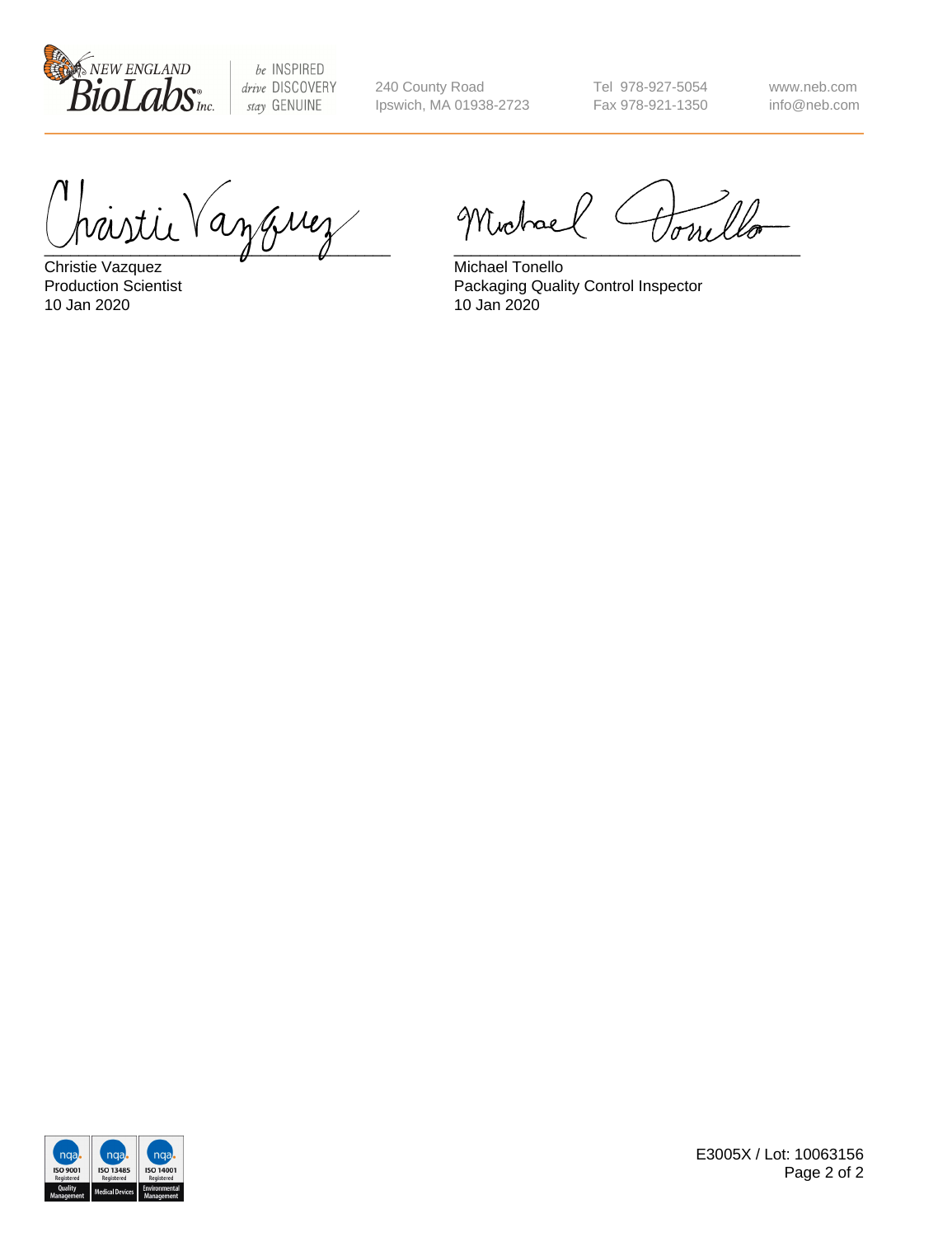Christie Vazquez
Production Scientist
10 Jan 2020

Michael Tonello
Packaging Quality Control Inspector
10 Jan 2020

E3005X / Lot: 10063156